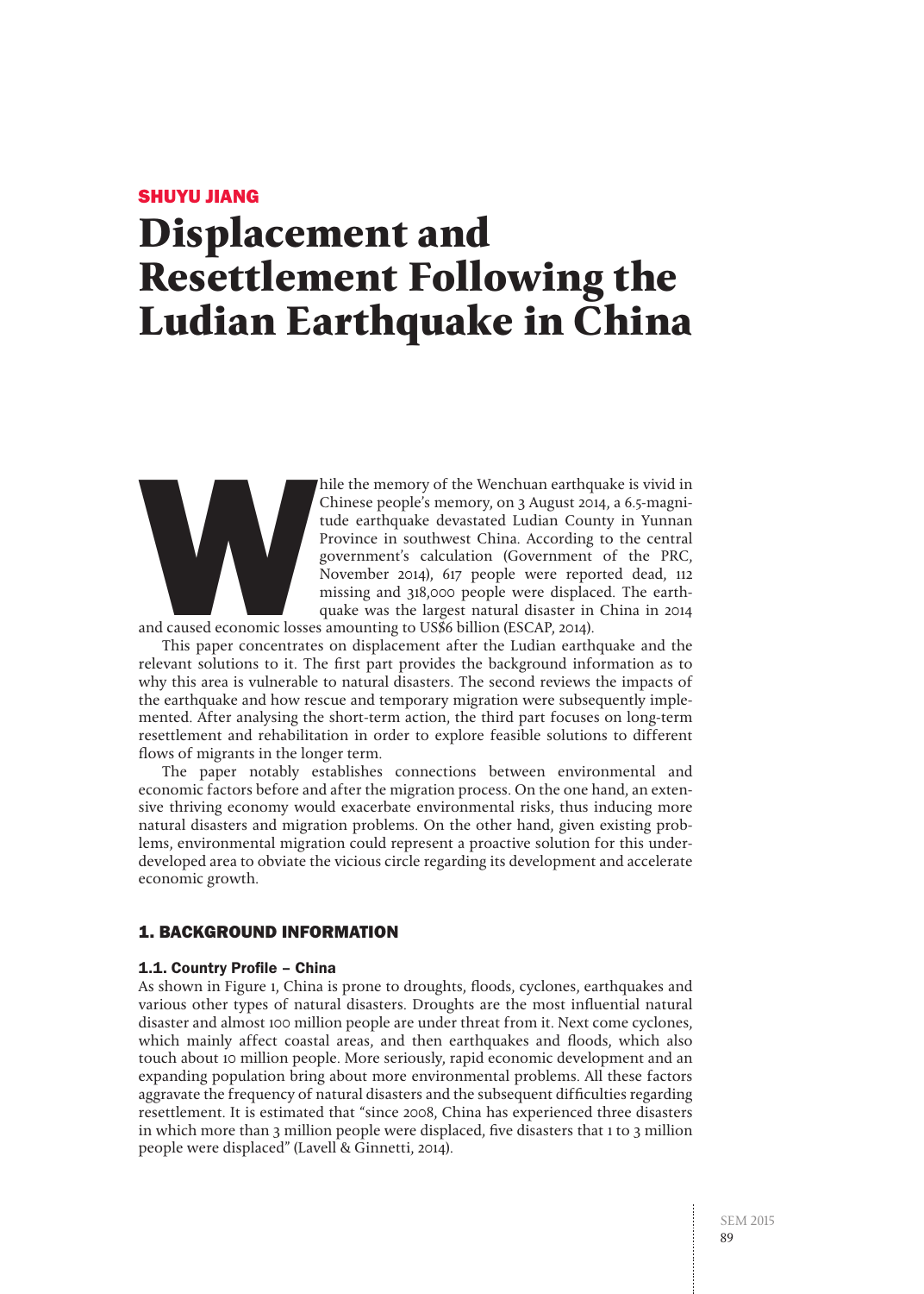SHUYU JIANG

# Displacement and Resettlement Following the Ludian Earthquake in China

While the memory of the Wenchuan earthquake is vivid in Chinese people's memory, on 3 August 2014, a 6.5-magnitude earthquake devastated Ludian County in Yunnan Province in southwest China. According to the central government's calculation (Government of the PRC, November 2014), 617 people were reported dead, 112 missing and 318,000 people were displaced. The earthquake was the largest natural disaster in China in 2014 and caused economic losses amounting to US$6 billion (ESCAP, 2014).

This paper concentrates on displacement after the Ludian earthquake and the relevant solutions to it. The first part provides the background information as to why this area is vulnerable to natural disasters. The second reviews the impacts of the earthquake and how rescue and temporary migration were subsequently implemented. After analysing the short-term action, the third part focuses on long-term resettlement and rehabilitation in order to explore feasible solutions to different flows of migrants in the longer term.

The paper notably establishes connections between environmental and economic factors before and after the migration process. On the one hand, an extensive thriving economy would exacerbate environmental risks, thus inducing more natural disasters and migration problems. On the other hand, given existing problems, environmental migration could represent a proactive solution for this underdeveloped area to obviate the vicious circle regarding its development and accelerate economic growth.

## 1. BACKGROUND INFORMATION

### 1.1. Country Profile – China

As shown in Figure 1, China is prone to droughts, floods, cyclones, earthquakes and various other types of natural disasters. Droughts are the most influential natural disaster and almost 100 million people are under threat from it. Next come cyclones, which mainly affect coastal areas, and then earthquakes and floods, which also touch about 10 million people. More seriously, rapid economic development and an expanding population bring about more environmental problems. All these factors aggravate the frequency of natural disasters and the subsequent difficulties regarding resettlement. It is estimated that "since 2008, China has experienced three disasters in which more than 3 million people were displaced, five disasters that 1 to 3 million people were displaced" (Lavell & Ginnetti, 2014).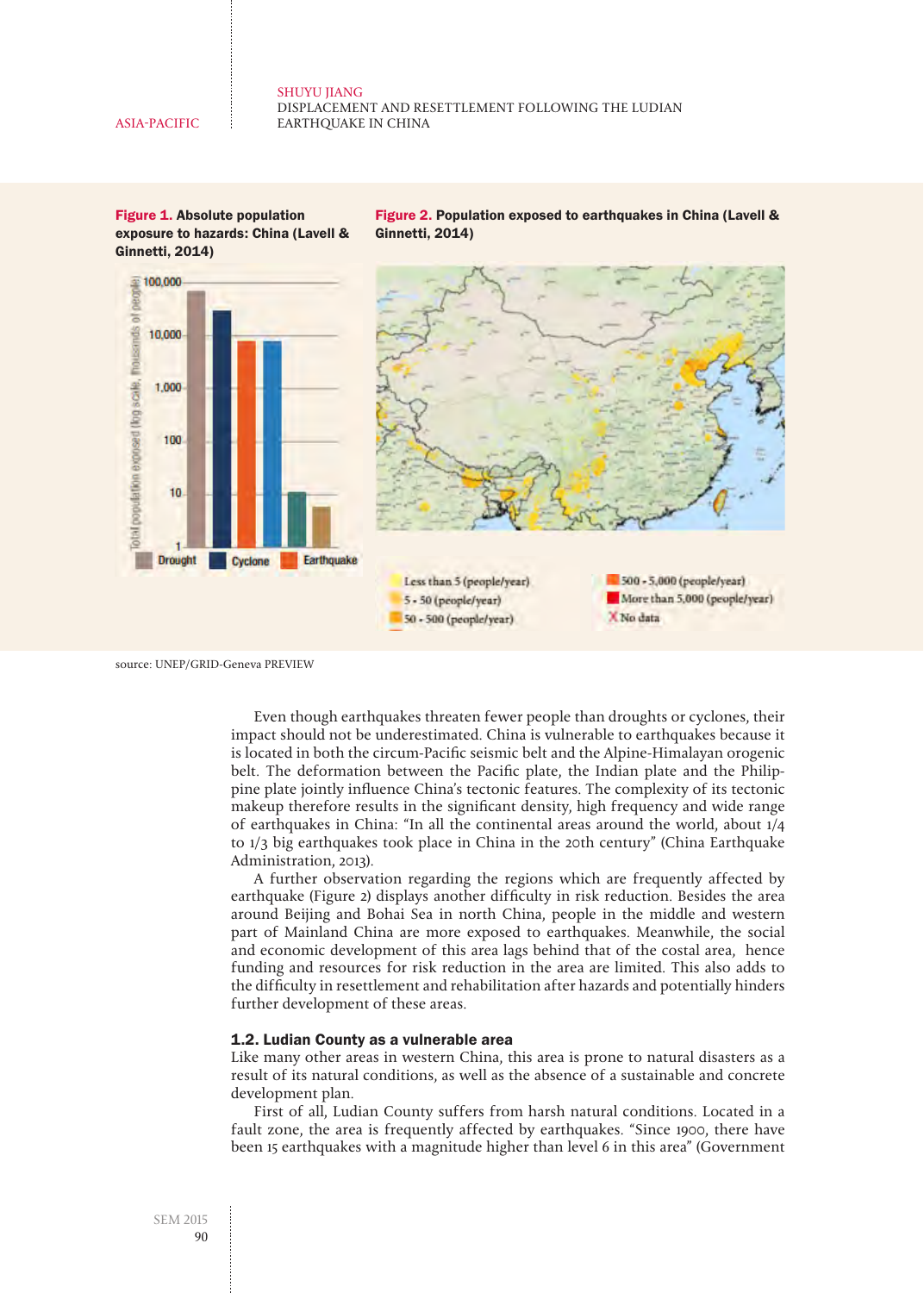**Figure 1. Absolute population exposure to hazards: China (Lavell & Ginnetti, 2014)**

**Figure 2. Population exposed to earthquakes in China (Lavell & Ginnetti, 2014)**

source: UNEP/GRID-Geneva PREVIEW

Even though earthquakes threaten fewer people than droughts or cyclones, their impact should not be underestimated. China is vulnerable to earthquakes because it is located in both the circum-Pacific seismic belt and the Alpine-Himalayan orogenic belt. The deformation between the Pacific plate, the Indian plate and the Philippine plate jointly influence China's tectonic features. The complexity of its tectonic makeup therefore results in the significant density, high frequency and wide range of earthquakes in China: "In all the continental areas around the world, about 1/4 to 1/3 big earthquakes took place in China in the 20th century" (China Earthquake Administration, 2013).

A further observation regarding the regions which are frequently affected by earthquake (Figure 2) displays another difficulty in risk reduction. Besides the area around Beijing and Bohai Sea in north China, people in the middle and western part of Mainland China are more exposed to earthquakes. Meanwhile, the social and economic development of this area lags behind that of the costal area, hence funding and resources for risk reduction in the area are limited. This also adds to the difficulty in resettlement and rehabilitation after hazards and potentially hinders further development of these areas.

### 1.2. Ludian County as a vulnerable area

Like many other areas in western China, this area is prone to natural disasters as a result of its natural conditions, as well as the absence of a sustainable and concrete development plan.

First of all, Ludian County suffers from harsh natural conditions. Located in a fault zone, the area is frequently affected by earthquakes. "Since 1900, there have been 15 earthquakes with a magnitude higher than level 6 in this area" (Government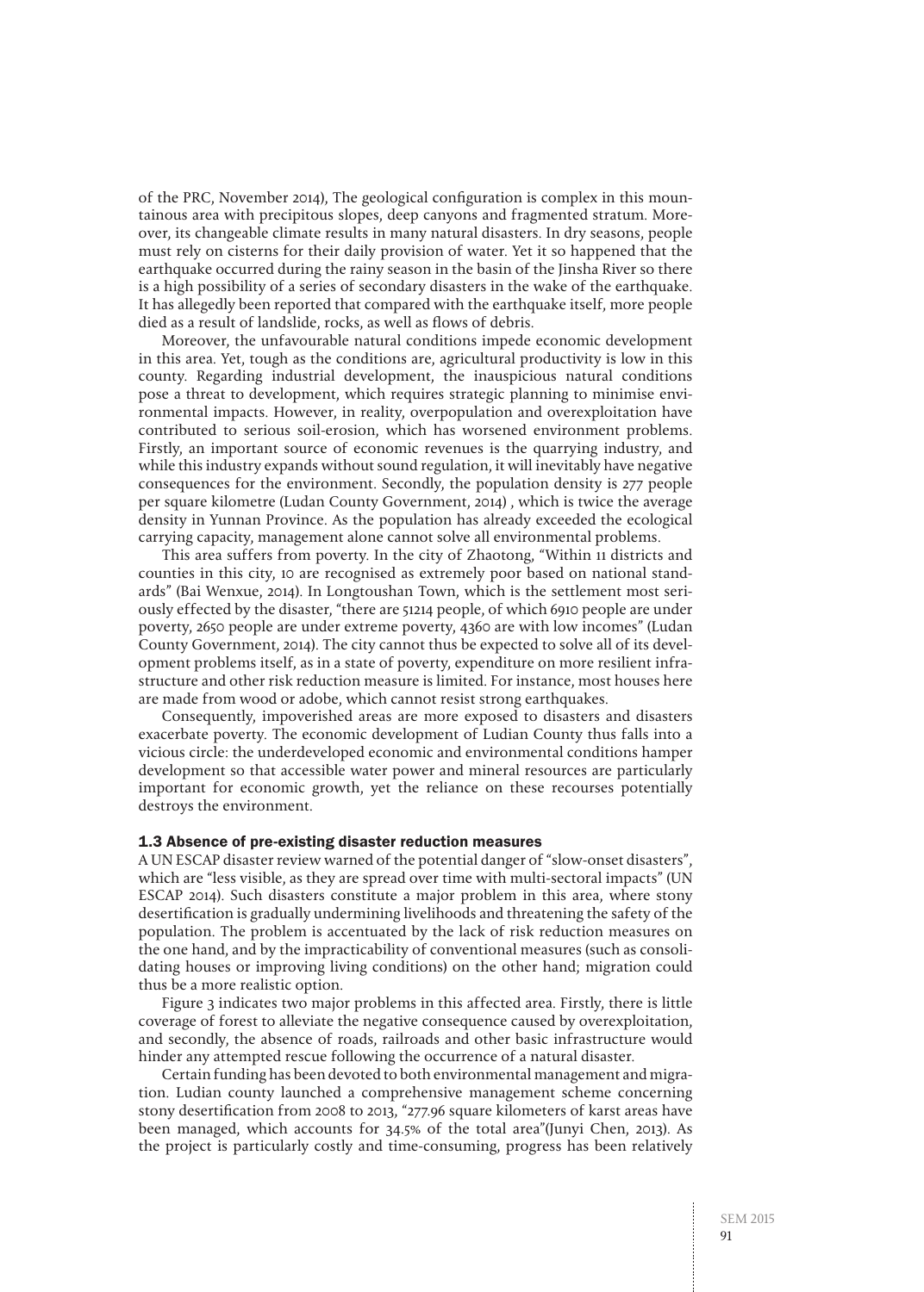of the PRC, November 2014), The geological configuration is complex in this mountainous area with precipitous slopes, deep canyons and fragmented stratum. Moreover, its changeable climate results in many natural disasters. In dry seasons, people must rely on cisterns for their daily provision of water. Yet it so happened that the earthquake occurred during the rainy season in the basin of the Jinsha River so there is a high possibility of a series of secondary disasters in the wake of the earthquake. It has allegedly been reported that compared with the earthquake itself, more people died as a result of landslide, rocks, as well as flows of debris.

Moreover, the unfavourable natural conditions impede economic development in this area. Yet, tough as the conditions are, agricultural productivity is low in this county. Regarding industrial development, the inauspicious natural conditions pose a threat to development, which requires strategic planning to minimise environmental impacts. However, in reality, overpopulation and overexploitation have contributed to serious soil-erosion, which has worsened environment problems. Firstly, an important source of economic revenues is the quarrying industry, and while this industry expands without sound regulation, it will inevitably have negative consequences for the environment. Secondly, the population density is 277 people per square kilometre (Ludan County Government, 2014) , which is twice the average density in Yunnan Province. As the population has already exceeded the ecological carrying capacity, management alone cannot solve all environmental problems.

This area suffers from poverty. In the city of Zhaotong, "Within 11 districts and counties in this city, 10 are recognised as extremely poor based on national standards" (Bai Wenxue, 2014). In Longtoushan Town, which is the settlement most seriously effected by the disaster, "there are 51214 people, of which 6910 people are under poverty, 2650 people are under extreme poverty, 4360 are with low incomes" (Ludan County Government, 2014). The city cannot thus be expected to solve all of its development problems itself, as in a state of poverty, expenditure on more resilient infrastructure and other risk reduction measure is limited. For instance, most houses here are made from wood or adobe, which cannot resist strong earthquakes.

Consequently, impoverished areas are more exposed to disasters and disasters exacerbate poverty. The economic development of Ludian County thus falls into a vicious circle: the underdeveloped economic and environmental conditions hamper development so that accessible water power and mineral resources are particularly important for economic growth, yet the reliance on these recourses potentially destroys the environment.

### 1.3 Absence of pre-existing disaster reduction measures

A UN ESCAP disaster review warned of the potential danger of "slow-onset disasters", which are "less visible, as they are spread over time with multi-sectoral impacts" (UN ESCAP 2014). Such disasters constitute a major problem in this area, where stony desertification is gradually undermining livelihoods and threatening the safety of the population. The problem is accentuated by the lack of risk reduction measures on the one hand, and by the impracticability of conventional measures (such as consolidating houses or improving living conditions) on the other hand; migration could thus be a more realistic option.

Figure 3 indicates two major problems in this affected area. Firstly, there is little coverage of forest to alleviate the negative consequence caused by overexploitation, and secondly, the absence of roads, railroads and other basic infrastructure would hinder any attempted rescue following the occurrence of a natural disaster.

Certain funding has been devoted to both environmental management and migration. Ludian county launched a comprehensive management scheme concerning stony desertification from 2008 to 2013, "277.96 square kilometers of karst areas have been managed, which accounts for 34.5% of the total area"(Junyi Chen, 2013). As the project is particularly costly and time-consuming, progress has been relatively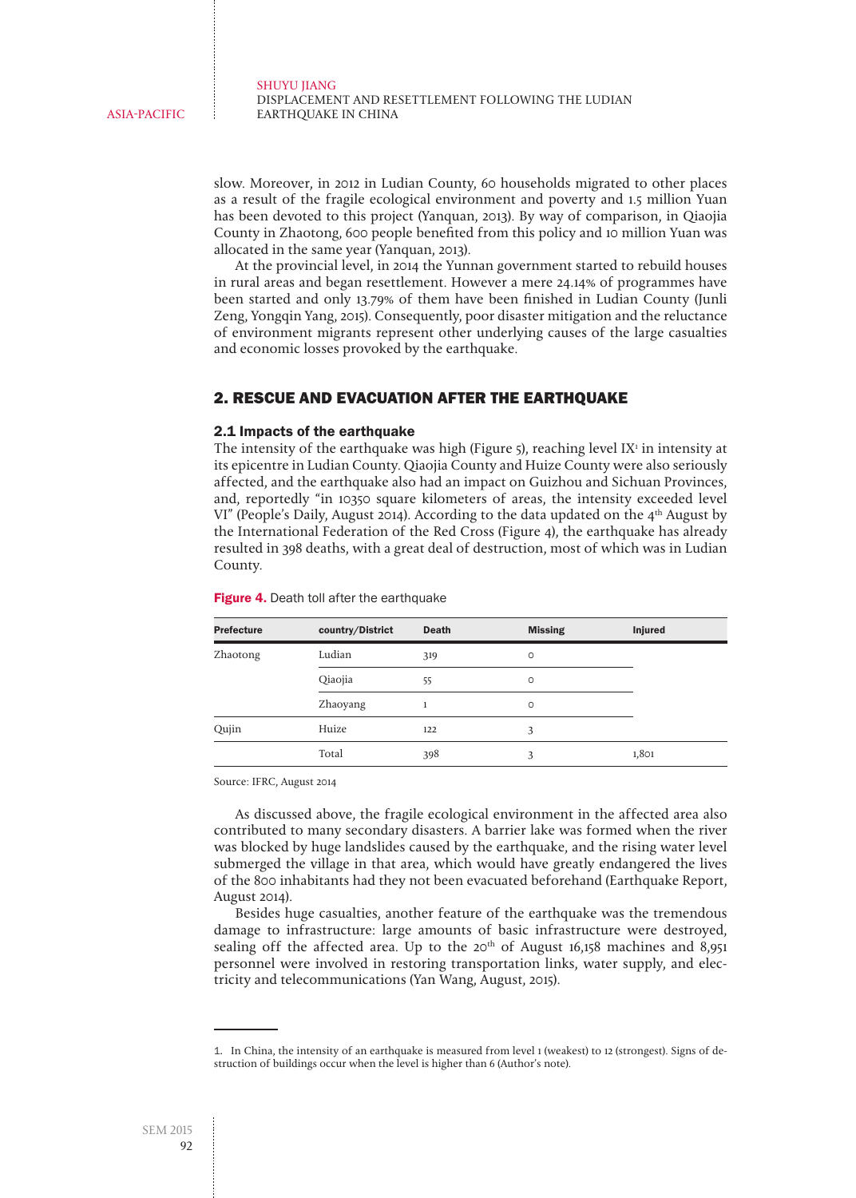slow. Moreover, in 2012 in Ludian County, 60 households migrated to other places as a result of the fragile ecological environment and poverty and 1.5 million Yuan has been devoted to this project (Yanquan, 2013). By way of comparison, in Qiaojia County in Zhaotong, 600 people benefited from this policy and 10 million Yuan was allocated in the same year (Yanquan, 2013).

At the provincial level, in 2014 the Yunnan government started to rebuild houses in rural areas and began resettlement. However a mere 24.14% of programmes have been started and only 13.79% of them have been finished in Ludian County (Junli Zeng, Yongqin Yang, 2015). Consequently, poor disaster mitigation and the reluctance of environment migrants represent other underlying causes of the large casualties and economic losses provoked by the earthquake.

## 2. RESCUE AND EVACUATION AFTER THE EARTHQUAKE

### 2.1 Impacts of the earthquake

The intensity of the earthquake was high (Figure 5), reaching level IX[1] in intensity at its epicentre in Ludian County. Qiaojia County and Huize County were also seriously affected, and the earthquake also had an impact on Guizhou and Sichuan Provinces, and, reportedly "in 10350 square kilometers of areas, the intensity exceeded level VI" (People's Daily, August 2014). According to the data updated on the 4th August by the International Federation of the Red Cross (Figure 4), the earthquake has already resulted in 398 deaths, with a great deal of destruction, most of which was in Ludian County.

**Figure 4.** Death toll after the earthquake

| Prefecture | country/District | Death | Missing | Injured |
|---|---|---|---|---|
| Zhaotong | Ludian | 319 | 0 | |
| | Qiaojia | 55 | 0 | |
| | Zhaoyang | 1 | 0 | |
| Qujin | Huize | 122 | 3 | |
| | Total | 398 | 3 | 1,801 |

Source: IFRC, August 2014

As discussed above, the fragile ecological environment in the affected area also contributed to many secondary disasters. A barrier lake was formed when the river was blocked by huge landslides caused by the earthquake, and the rising water level submerged the village in that area, which would have greatly endangered the lives of the 800 inhabitants had they not been evacuated beforehand (Earthquake Report, August 2014).

Besides huge casualties, another feature of the earthquake was the tremendous damage to infrastructure: large amounts of basic infrastructure were destroyed, sealing off the affected area. Up to the 20th of August 16,158 machines and 8,951 personnel were involved in restoring transportation links, water supply, and electricity and telecommunications (Yan Wang, August, 2015).

---

1. In China, the intensity of an earthquake is measured from level 1 (weakest) to 12 (strongest). Signs of destruction of buildings occur when the level is higher than 6 (Author's note).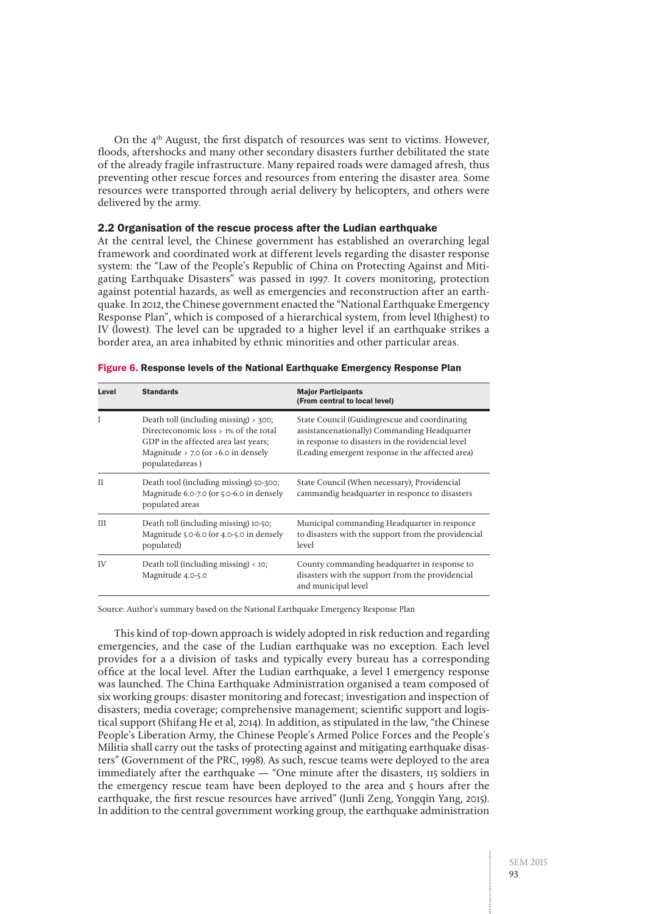On the 4th August, the first dispatch of resources was sent to victims. However, floods, aftershocks and many other secondary disasters further debilitated the state of the already fragile infrastructure. Many repaired roads were damaged afresh, thus preventing other rescue forces and resources from entering the disaster area. Some resources were transported through aerial delivery by helicopters, and others were delivered by the army.

### 2.2 Organisation of the rescue process after the Ludian earthquake

At the central level, the Chinese government has established an overarching legal framework and coordinated work at different levels regarding the disaster response system: the "Law of the People's Republic of China on Protecting Against and Mitigating Earthquake Disasters" was passed in 1997. It covers monitoring, protection against potential hazards, as well as emergencies and reconstruction after an earthquake. In 2012, the Chinese government enacted the "National Earthquake Emergency Response Plan", which is composed of a hierarchical system, from level I(highest) to IV (lowest). The level can be upgraded to a higher level if an earthquake strikes a border area, an area inhabited by ethnic minorities and other particular areas.

**Figure 6. Response levels of the National Earthquake Emergency Response Plan**

| Level | Standards | Major Participants (From central to local level) |
|---|---|---|
| I | Death toll (including missing) > 300; Directeconomic loss > 1% of the total GDP in the affected area last years; Magnitude > 7.0 (or >6.0 in densely populatedareas ) | State Council (Guidingrescue and coordinating assistancenationally) Commanding Headquarter in response to disasters in the rovidencial level (Leading emergent response in the affected area) |
| II | Death tool (including missing) 50-300; Magnitude 6.0-7.0 (or 5.0-6.0 in densely populated areas | State Council (When necessary); Providencial cammandig headquarter in responce to disasters |
| III | Death toll (including missing) 10-50; Magnitude 5.0-6.0 (or 4.0-5.0 in densely populated) | Municipal commanding Headquarter in responce to disasters with the support from the providencial level |
| IV | Death toll (including missing) < 10; Magnitude 4.0-5.0 | County commanding headquarter in response to disasters with the support from the providencial and municipal level |

Source: Author's summary based on the National Earthquake Emergency Response Plan

This kind of top-down approach is widely adopted in risk reduction and regarding emergencies, and the case of the Ludian earthquake was no exception. Each level provides for a a division of tasks and typically every bureau has a corresponding office at the local level. After the Ludian earthquake, a level I emergency response was launched. The China Earthquake Administration organised a team composed of six working groups: disaster monitoring and forecast; investigation and inspection of disasters; media coverage; comprehensive management; scientific support and logistical support (Shifang He et al, 2014). In addition, as stipulated in the law, "the Chinese People's Liberation Army, the Chinese People's Armed Police Forces and the People's Militia shall carry out the tasks of protecting against and mitigating earthquake disasters" (Government of the PRC, 1998). As such, rescue teams were deployed to the area immediately after the earthquake — "One minute after the disasters, 115 soldiers in the emergency rescue team have been deployed to the area and 5 hours after the earthquake, the first rescue resources have arrived" (Junli Zeng, Yongqin Yang, 2015). In addition to the central government working group, the earthquake administration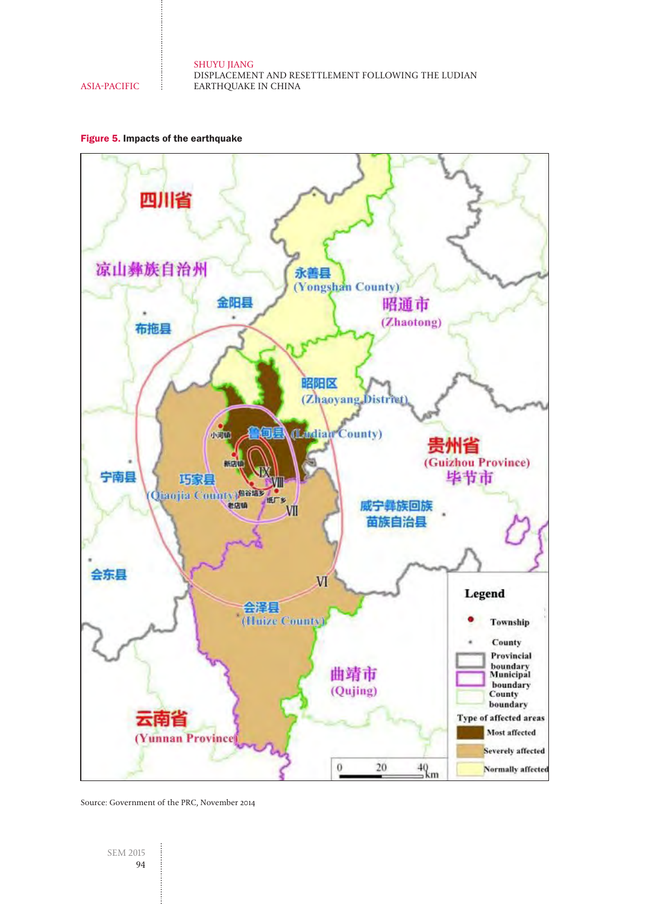**Figure 5.** Impacts of the earthquake

Source: Government of the PRC, November 2014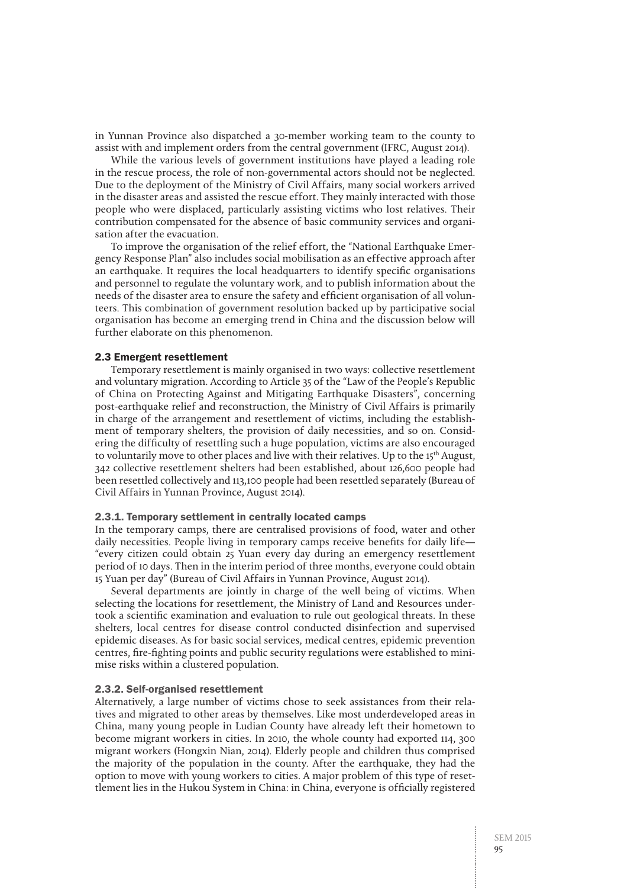in Yunnan Province also dispatched a 30-member working team to the county to assist with and implement orders from the central government (IFRC, August 2014).

While the various levels of government institutions have played a leading role in the rescue process, the role of non-governmental actors should not be neglected. Due to the deployment of the Ministry of Civil Affairs, many social workers arrived in the disaster areas and assisted the rescue effort. They mainly interacted with those people who were displaced, particularly assisting victims who lost relatives. Their contribution compensated for the absence of basic community services and organisation after the evacuation.

To improve the organisation of the relief effort, the "National Earthquake Emergency Response Plan" also includes social mobilisation as an effective approach after an earthquake. It requires the local headquarters to identify specific organisations and personnel to regulate the voluntary work, and to publish information about the needs of the disaster area to ensure the safety and efficient organisation of all volunteers. This combination of government resolution backed up by participative social organisation has become an emerging trend in China and the discussion below will further elaborate on this phenomenon.

### 2.3 Emergent resettlement

Temporary resettlement is mainly organised in two ways: collective resettlement and voluntary migration. According to Article 35 of the "Law of the People's Republic of China on Protecting Against and Mitigating Earthquake Disasters", concerning post-earthquake relief and reconstruction, the Ministry of Civil Affairs is primarily in charge of the arrangement and resettlement of victims, including the establishment of temporary shelters, the provision of daily necessities, and so on. Considering the difficulty of resettling such a huge population, victims are also encouraged to voluntarily move to other places and live with their relatives. Up to the 15th August, 342 collective resettlement shelters had been established, about 126,600 people had been resettled collectively and 113,100 people had been resettled separately (Bureau of Civil Affairs in Yunnan Province, August 2014).

#### 2.3.1. Temporary settlement in centrally located camps

In the temporary camps, there are centralised provisions of food, water and other daily necessities. People living in temporary camps receive benefits for daily life— "every citizen could obtain 25 Yuan every day during an emergency resettlement period of 10 days. Then in the interim period of three months, everyone could obtain 15 Yuan per day" (Bureau of Civil Affairs in Yunnan Province, August 2014).

Several departments are jointly in charge of the well being of victims. When selecting the locations for resettlement, the Ministry of Land and Resources undertook a scientific examination and evaluation to rule out geological threats. In these shelters, local centres for disease control conducted disinfection and supervised epidemic diseases. As for basic social services, medical centres, epidemic prevention centres, fire-fighting points and public security regulations were established to minimise risks within a clustered population.

#### 2.3.2. Self-organised resettlement

Alternatively, a large number of victims chose to seek assistances from their relatives and migrated to other areas by themselves. Like most underdeveloped areas in China, many young people in Ludian County have already left their hometown to become migrant workers in cities. In 2010, the whole county had exported 114, 300 migrant workers (Hongxin Nian, 2014). Elderly people and children thus comprised the majority of the population in the county. After the earthquake, they had the option to move with young workers to cities. A major problem of this type of resettlement lies in the Hukou System in China: in China, everyone is officially registered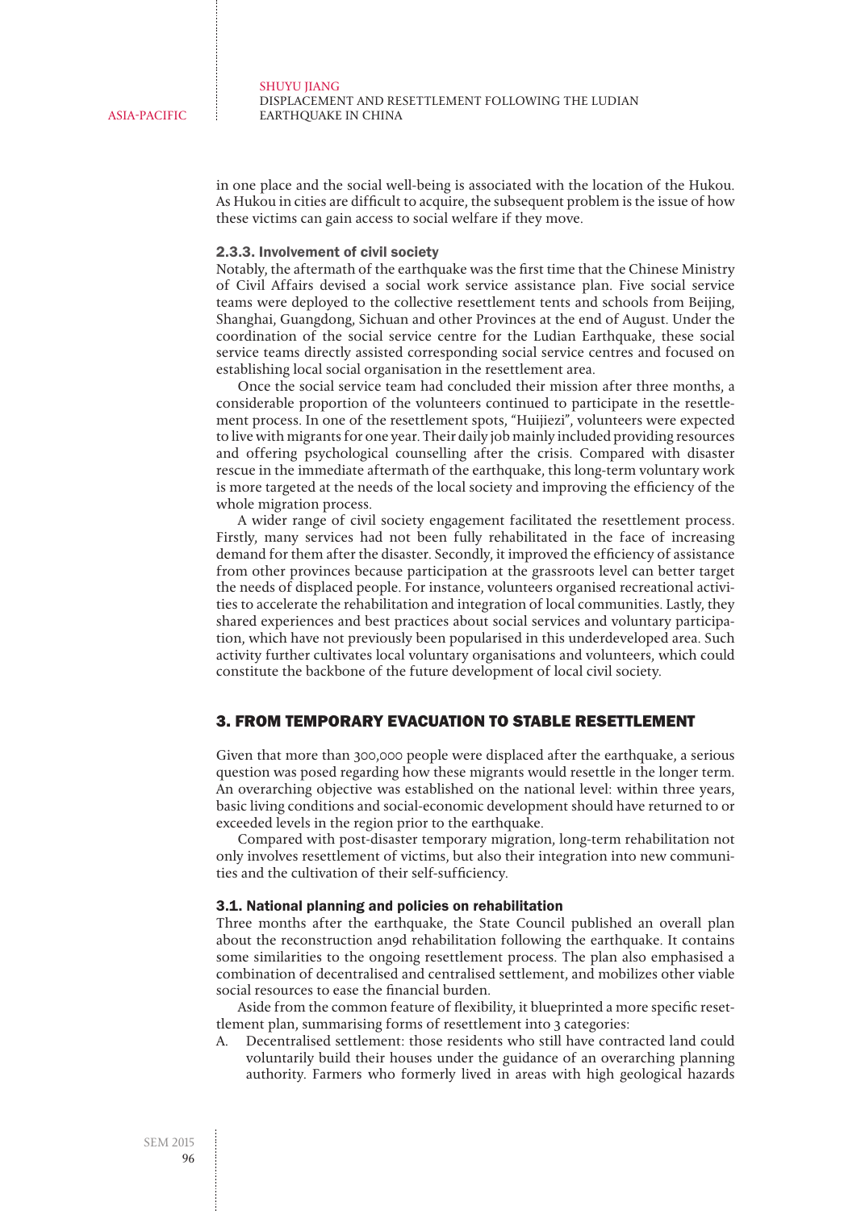in one place and the social well-being is associated with the location of the Hukou. As Hukou in cities are difficult to acquire, the subsequent problem is the issue of how these victims can gain access to social welfare if they move.

#### 2.3.3. Involvement of civil society

Notably, the aftermath of the earthquake was the first time that the Chinese Ministry of Civil Affairs devised a social work service assistance plan. Five social service teams were deployed to the collective resettlement tents and schools from Beijing, Shanghai, Guangdong, Sichuan and other Provinces at the end of August. Under the coordination of the social service centre for the Ludian Earthquake, these social service teams directly assisted corresponding social service centres and focused on establishing local social organisation in the resettlement area.

Once the social service team had concluded their mission after three months, a considerable proportion of the volunteers continued to participate in the resettlement process. In one of the resettlement spots, "Huijiezi", volunteers were expected to live with migrants for one year. Their daily job mainly included providing resources and offering psychological counselling after the crisis. Compared with disaster rescue in the immediate aftermath of the earthquake, this long-term voluntary work is more targeted at the needs of the local society and improving the efficiency of the whole migration process.

A wider range of civil society engagement facilitated the resettlement process. Firstly, many services had not been fully rehabilitated in the face of increasing demand for them after the disaster. Secondly, it improved the efficiency of assistance from other provinces because participation at the grassroots level can better target the needs of displaced people. For instance, volunteers organised recreational activities to accelerate the rehabilitation and integration of local communities. Lastly, they shared experiences and best practices about social services and voluntary participation, which have not previously been popularised in this underdeveloped area. Such activity further cultivates local voluntary organisations and volunteers, which could constitute the backbone of the future development of local civil society.

## 3. FROM TEMPORARY EVACUATION TO STABLE RESETTLEMENT

Given that more than 300,000 people were displaced after the earthquake, a serious question was posed regarding how these migrants would resettle in the longer term. An overarching objective was established on the national level: within three years, basic living conditions and social-economic development should have returned to or exceeded levels in the region prior to the earthquake.

Compared with post-disaster temporary migration, long-term rehabilitation not only involves resettlement of victims, but also their integration into new communities and the cultivation of their self-sufficiency.

### 3.1. National planning and policies on rehabilitation

Three months after the earthquake, the State Council published an overall plan about the reconstruction an9d rehabilitation following the earthquake. It contains some similarities to the ongoing resettlement process. The plan also emphasised a combination of decentralised and centralised settlement, and mobilizes other viable social resources to ease the financial burden.

Aside from the common feature of flexibility, it blueprinted a more specific resettlement plan, summarising forms of resettlement into 3 categories:

A. Decentralised settlement: those residents who still have contracted land could voluntarily build their houses under the guidance of an overarching planning authority. Farmers who formerly lived in areas with high geological hazards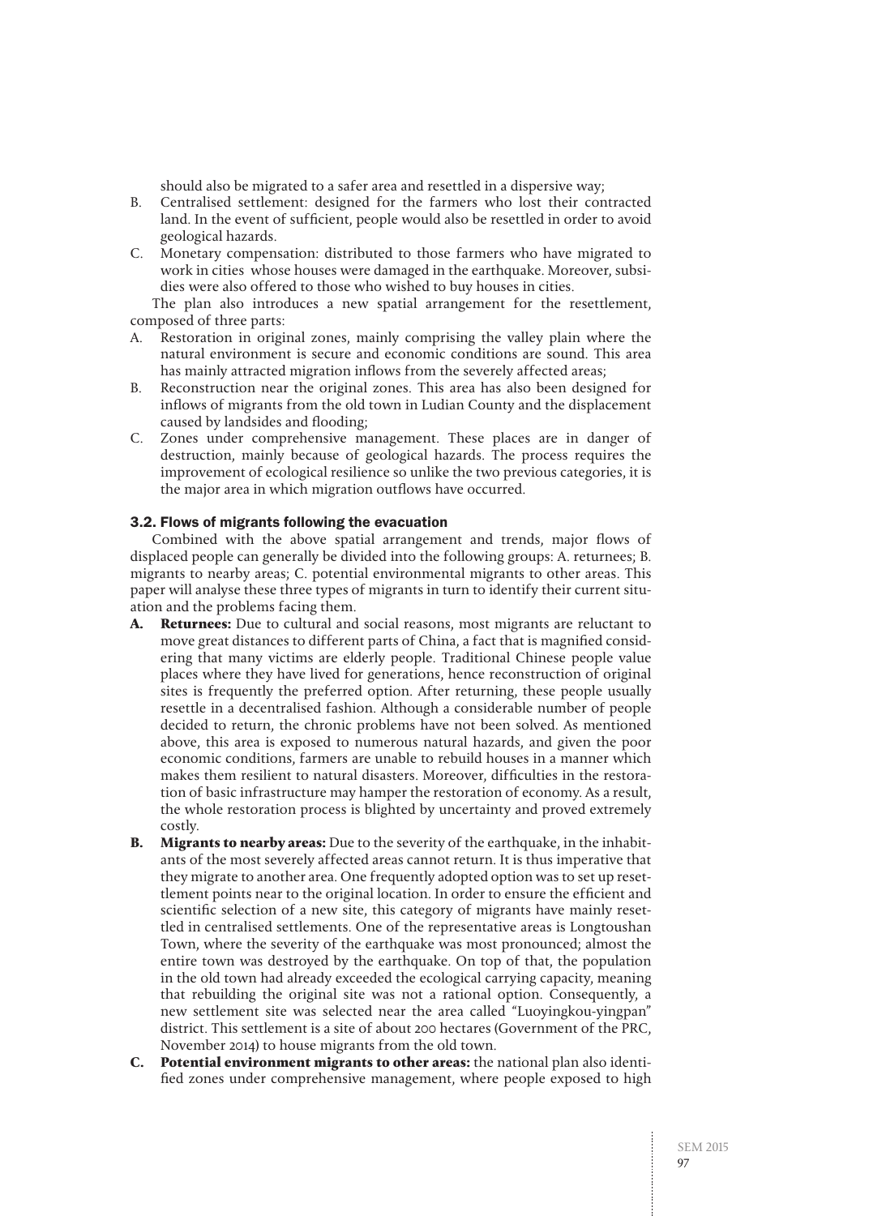should also be migrated to a safer area and resettled in a dispersive way;

B. Centralised settlement: designed for the farmers who lost their contracted land. In the event of sufficient, people would also be resettled in order to avoid geological hazards.

C. Monetary compensation: distributed to those farmers who have migrated to work in cities whose houses were damaged in the earthquake. Moreover, subsidies were also offered to those who wished to buy houses in cities.

The plan also introduces a new spatial arrangement for the resettlement, composed of three parts:

A. Restoration in original zones, mainly comprising the valley plain where the natural environment is secure and economic conditions are sound. This area has mainly attracted migration inflows from the severely affected areas;

B. Reconstruction near the original zones. This area has also been designed for inflows of migrants from the old town in Ludian County and the displacement caused by landsides and flooding;

C. Zones under comprehensive management. These places are in danger of destruction, mainly because of geological hazards. The process requires the improvement of ecological resilience so unlike the two previous categories, it is the major area in which migration outflows have occurred.

### 3.2. Flows of migrants following the evacuation

Combined with the above spatial arrangement and trends, major flows of displaced people can generally be divided into the following groups: A. returnees; B. migrants to nearby areas; C. potential environmental migrants to other areas. This paper will analyse these three types of migrants in turn to identify their current situation and the problems facing them.

A. **Returnees:** Due to cultural and social reasons, most migrants are reluctant to move great distances to different parts of China, a fact that is magnified considering that many victims are elderly people. Traditional Chinese people value places where they have lived for generations, hence reconstruction of original sites is frequently the preferred option. After returning, these people usually resettle in a decentralised fashion. Although a considerable number of people decided to return, the chronic problems have not been solved. As mentioned above, this area is exposed to numerous natural hazards, and given the poor economic conditions, farmers are unable to rebuild houses in a manner which makes them resilient to natural disasters. Moreover, difficulties in the restoration of basic infrastructure may hamper the restoration of economy. As a result, the whole restoration process is blighted by uncertainty and proved extremely costly.

B. **Migrants to nearby areas:** Due to the severity of the earthquake, in the inhabitants of the most severely affected areas cannot return. It is thus imperative that they migrate to another area. One frequently adopted option was to set up resettlement points near to the original location. In order to ensure the efficient and scientific selection of a new site, this category of migrants have mainly resettled in centralised settlements. One of the representative areas is Longtoushan Town, where the severity of the earthquake was most pronounced; almost the entire town was destroyed by the earthquake. On top of that, the population in the old town had already exceeded the ecological carrying capacity, meaning that rebuilding the original site was not a rational option. Consequently, a new settlement site was selected near the area called "Luoyingkou-yingpan" district. This settlement is a site of about 200 hectares (Government of the PRC, November 2014) to house migrants from the old town.

C. **Potential environment migrants to other areas:** the national plan also identified zones under comprehensive management, where people exposed to high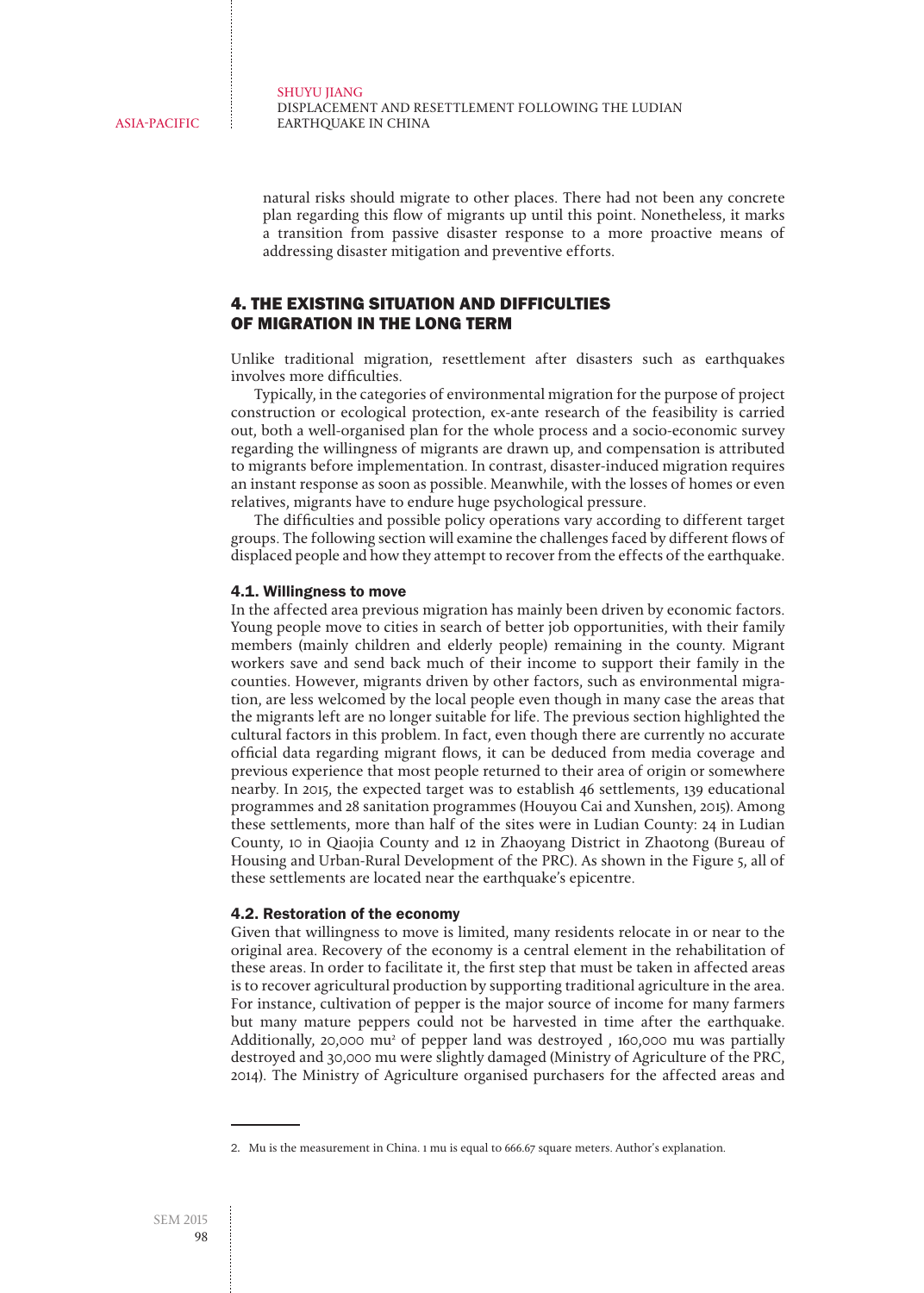natural risks should migrate to other places. There had not been any concrete plan regarding this flow of migrants up until this point. Nonetheless, it marks a transition from passive disaster response to a more proactive means of addressing disaster mitigation and preventive efforts.

## 4. THE EXISTING SITUATION AND DIFFICULTIES OF MIGRATION IN THE LONG TERM

Unlike traditional migration, resettlement after disasters such as earthquakes involves more difficulties.

Typically, in the categories of environmental migration for the purpose of project construction or ecological protection, ex-ante research of the feasibility is carried out, both a well-organised plan for the whole process and a socio-economic survey regarding the willingness of migrants are drawn up, and compensation is attributed to migrants before implementation. In contrast, disaster-induced migration requires an instant response as soon as possible. Meanwhile, with the losses of homes or even relatives, migrants have to endure huge psychological pressure.

The difficulties and possible policy operations vary according to different target groups. The following section will examine the challenges faced by different flows of displaced people and how they attempt to recover from the effects of the earthquake.

### 4.1. Willingness to move

In the affected area previous migration has mainly been driven by economic factors. Young people move to cities in search of better job opportunities, with their family members (mainly children and elderly people) remaining in the county. Migrant workers save and send back much of their income to support their family in the counties. However, migrants driven by other factors, such as environmental migration, are less welcomed by the local people even though in many case the areas that the migrants left are no longer suitable for life. The previous section highlighted the cultural factors in this problem. In fact, even though there are currently no accurate official data regarding migrant flows, it can be deduced from media coverage and previous experience that most people returned to their area of origin or somewhere nearby. In 2015, the expected target was to establish 46 settlements, 139 educational programmes and 28 sanitation programmes (Houyou Cai and Xunshen, 2015). Among these settlements, more than half of the sites were in Ludian County: 24 in Ludian County, 10 in Qiaojia County and 12 in Zhaoyang District in Zhaotong (Bureau of Housing and Urban-Rural Development of the PRC). As shown in the Figure 5, all of these settlements are located near the earthquake's epicentre.

### 4.2. Restoration of the economy

Given that willingness to move is limited, many residents relocate in or near to the original area. Recovery of the economy is a central element in the rehabilitation of these areas. In order to facilitate it, the first step that must be taken in affected areas is to recover agricultural production by supporting traditional agriculture in the area. For instance, cultivation of pepper is the major source of income for many farmers but many mature peppers could not be harvested in time after the earthquake. Additionally, 20,000 mu[2] of pepper land was destroyed , 160,000 mu was partially destroyed and 30,000 mu were slightly damaged (Ministry of Agriculture of the PRC, 2014). The Ministry of Agriculture organised purchasers for the affected areas and

2. Mu is the measurement in China. 1 mu is equal to 666.67 square meters. Author's explanation.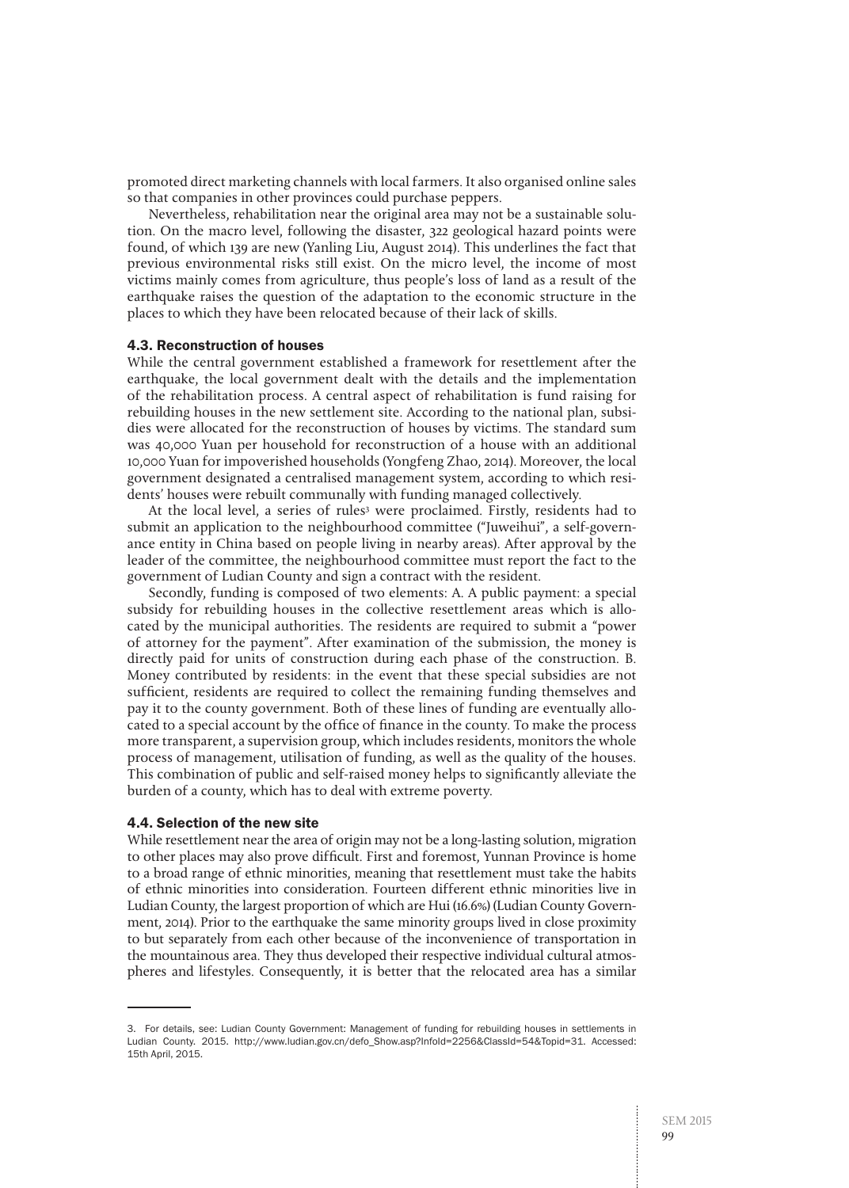promoted direct marketing channels with local farmers. It also organised online sales so that companies in other provinces could purchase peppers.

Nevertheless, rehabilitation near the original area may not be a sustainable solution. On the macro level, following the disaster, 322 geological hazard points were found, of which 139 are new (Yanling Liu, August 2014). This underlines the fact that previous environmental risks still exist. On the micro level, the income of most victims mainly comes from agriculture, thus people's loss of land as a result of the earthquake raises the question of the adaptation to the economic structure in the places to which they have been relocated because of their lack of skills.

### 4.3. Reconstruction of houses

While the central government established a framework for resettlement after the earthquake, the local government dealt with the details and the implementation of the rehabilitation process. A central aspect of rehabilitation is fund raising for rebuilding houses in the new settlement site. According to the national plan, subsidies were allocated for the reconstruction of houses by victims. The standard sum was 40,000 Yuan per household for reconstruction of a house with an additional 10,000 Yuan for impoverished households (Yongfeng Zhao, 2014). Moreover, the local government designated a centralised management system, according to which residents' houses were rebuilt communally with funding managed collectively.

At the local level, a series of rules[3] were proclaimed. Firstly, residents had to submit an application to the neighbourhood committee ("Juweihui", a self-governance entity in China based on people living in nearby areas). After approval by the leader of the committee, the neighbourhood committee must report the fact to the government of Ludian County and sign a contract with the resident.

Secondly, funding is composed of two elements: A. A public payment: a special subsidy for rebuilding houses in the collective resettlement areas which is allocated by the municipal authorities. The residents are required to submit a "power of attorney for the payment". After examination of the submission, the money is directly paid for units of construction during each phase of the construction. B. Money contributed by residents: in the event that these special subsidies are not sufficient, residents are required to collect the remaining funding themselves and pay it to the county government. Both of these lines of funding are eventually allocated to a special account by the office of finance in the county. To make the process more transparent, a supervision group, which includes residents, monitors the whole process of management, utilisation of funding, as well as the quality of the houses. This combination of public and self-raised money helps to significantly alleviate the burden of a county, which has to deal with extreme poverty.

### 4.4. Selection of the new site

While resettlement near the area of origin may not be a long-lasting solution, migration to other places may also prove difficult. First and foremost, Yunnan Province is home to a broad range of ethnic minorities, meaning that resettlement must take the habits of ethnic minorities into consideration. Fourteen different ethnic minorities live in Ludian County, the largest proportion of which are Hui (16.6%) (Ludian County Government, 2014). Prior to the earthquake the same minority groups lived in close proximity to but separately from each other because of the inconvenience of transportation in the mountainous area. They thus developed their respective individual cultural atmospheres and lifestyles. Consequently, it is better that the relocated area has a similar

---

3. For details, see: Ludian County Government: Management of funding for rebuilding houses in settlements in Ludian County. 2015. http://www.ludian.gov.cn/defo_Show.asp?InfoId=2256&ClassId=54&Topid=31. Accessed: 15th April, 2015.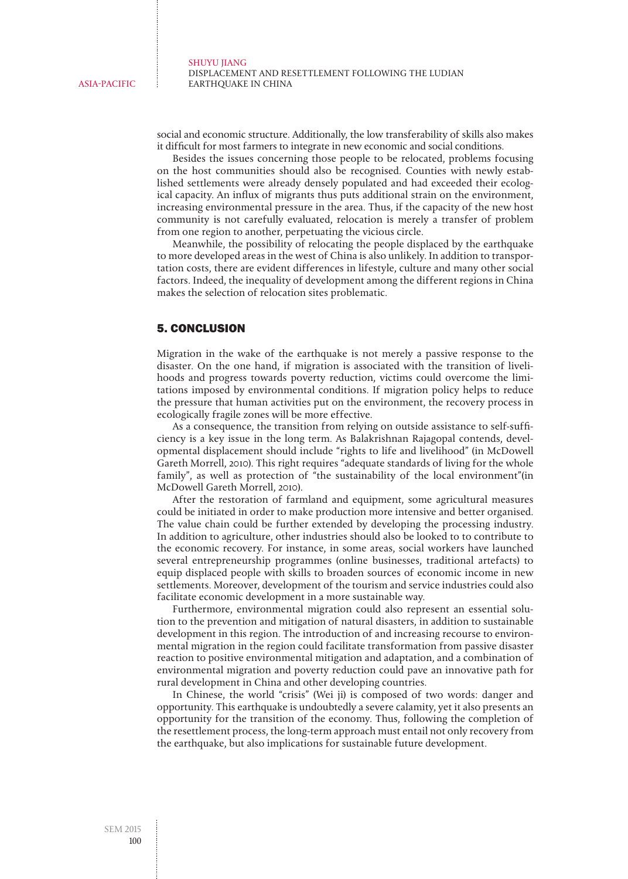social and economic structure. Additionally, the low transferability of skills also makes it difficult for most farmers to integrate in new economic and social conditions.

Besides the issues concerning those people to be relocated, problems focusing on the host communities should also be recognised. Counties with newly established settlements were already densely populated and had exceeded their ecological capacity. An influx of migrants thus puts additional strain on the environment, increasing environmental pressure in the area. Thus, if the capacity of the new host community is not carefully evaluated, relocation is merely a transfer of problem from one region to another, perpetuating the vicious circle.

Meanwhile, the possibility of relocating the people displaced by the earthquake to more developed areas in the west of China is also unlikely. In addition to transportation costs, there are evident differences in lifestyle, culture and many other social factors. Indeed, the inequality of development among the different regions in China makes the selection of relocation sites problematic.

## 5. CONCLUSION

Migration in the wake of the earthquake is not merely a passive response to the disaster. On the one hand, if migration is associated with the transition of livelihoods and progress towards poverty reduction, victims could overcome the limitations imposed by environmental conditions. If migration policy helps to reduce the pressure that human activities put on the environment, the recovery process in ecologically fragile zones will be more effective.

As a consequence, the transition from relying on outside assistance to self-sufficiency is a key issue in the long term. As Balakrishnan Rajagopal contends, developmental displacement should include "rights to life and livelihood" (in McDowell Gareth Morrell, 2010). This right requires "adequate standards of living for the whole family", as well as protection of "the sustainability of the local environment"(in McDowell Gareth Morrell, 2010).

After the restoration of farmland and equipment, some agricultural measures could be initiated in order to make production more intensive and better organised. The value chain could be further extended by developing the processing industry. In addition to agriculture, other industries should also be looked to to contribute to the economic recovery. For instance, in some areas, social workers have launched several entrepreneurship programmes (online businesses, traditional artefacts) to equip displaced people with skills to broaden sources of economic income in new settlements. Moreover, development of the tourism and service industries could also facilitate economic development in a more sustainable way.

Furthermore, environmental migration could also represent an essential solution to the prevention and mitigation of natural disasters, in addition to sustainable development in this region. The introduction of and increasing recourse to environmental migration in the region could facilitate transformation from passive disaster reaction to positive environmental mitigation and adaptation, and a combination of environmental migration and poverty reduction could pave an innovative path for rural development in China and other developing countries.

In Chinese, the world "crisis" (Wei ji) is composed of two words: danger and opportunity. This earthquake is undoubtedly a severe calamity, yet it also presents an opportunity for the transition of the economy. Thus, following the completion of the resettlement process, the long-term approach must entail not only recovery from the earthquake, but also implications for sustainable future development.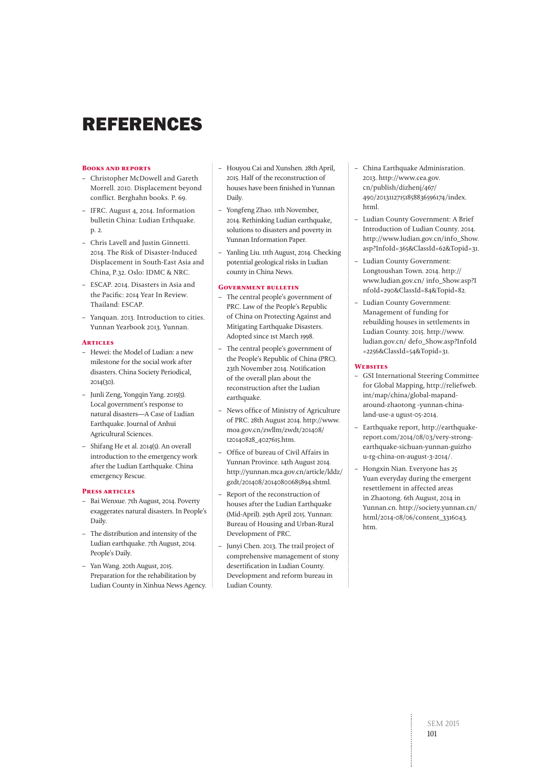# REFERENCES

### Books and reports

- Christopher McDowell and Gareth Morrell. 2010. Displacement beyond conflict. Berghahn books. P. 69.
- IFRC. August 4, 2014. Information bulletin China: Ludian Erthquake. p. 2.
- Chris Lavell and Justin Ginnetti. 2014. The Risk of Disaster-Induced Displacement in South-East Asia and China, P.32. Oslo: IDMC & NRC.
- ESCAP. 2014. Disasters in Asia and the Pacific: 2014 Year In Review. Thailand: ESCAP.
- Yanquan. 2013. Introduction to cities. Yunnan Yearbook 2013. Yunnan.

### Articles

- Hewei: the Model of Ludian: a new milestone for the social work after disasters. China Society Periodical, 2014(30).
- Junli Zeng, Yongqin Yang. 2015(5). Local government's response to natural disasters—A Case of Ludian Earthquake. Journal of Anhui Agricultural Sciences.
- Shifang He et al. 2014(5). An overall introduction to the emergency work after the Ludian Earthquake. China emergency Rescue.

### Press articles

- Bai Wenxue. 7th August, 2014. Poverty exaggerates natural disasters. In People's Daily.
- The distribution and intensity of the Ludian earthquake. 7th August, 2014. People's Daily.
- Yan Wang. 20th August, 2015. Preparation for the rehabilitation by Ludian County in Xinhua News Agency.
- Houyou Cai and Xunshen. 28th April, 2015. Half of the reconstruction of houses have been finished in Yunnan Daily.
- Yongfeng Zhao. 11th November, 2014. Rethinking Ludian earthquake, solutions to disasters and poverty in Yunnan Information Paper.
- Yanling Liu. 11th August, 2014. Checking potential geological risks in Ludian county in China News.

### Government bulletin

- The central people's government of PRC. Law of the People's Republic of China on Protecting Against and Mitigating Earthquake Disasters. Adopted since 1st March 1998.
- The central people's government of the People's Republic of China (PRC). 23th November 2014. Notification of the overall plan about the reconstruction after the Ludian earthquake.
- News office of Ministry of Agriculture of PRC. 28th August 2014. http://www.moa.gov.cn/zwllm/zwdt/201408/t20140828_4027615.htm.
- Office of bureau of Civil Affairs in Yunnan Province. 14th August 2014. http://yunnan.mca.gov.cn/article/lddz/gzdt/201408/20140800685894.shtml.
- Report of the reconstruction of houses after the Ludian Earthquake (Mid-April). 29th April 2015. Yunnan: Bureau of Housing and Urban-Rural Development of PRC.
- Junyi Chen. 2013. The trail project of comprehensive management of stony desertification in Ludian County. Development and reform bureau in Ludian County.
- China Earthquake Adminisration. 2013. http://www.cea.gov.cn/publish/dizhenj/467/490/20131127151858836596174/index.html.
- Ludian County Government: A Brief Introduction of Ludian County. 2014. http://www.ludian.gov.cn/info_Show.asp?InfoId=365&ClassId=62&Topid=31.
- Ludian County Government: Longtoushan Town. 2014. http://www.ludian.gov.cn/ info_Show.asp?InfoId=290&ClassId=84&Topid=82.
- Ludian County Government: Management of funding for rebuilding houses in settlements in Ludian County. 2015. http://www.ludian.gov.cn/ defo_Show.asp?InfoId=2256&ClassId=54&Topid=31.

### Websites

- GSI International Steering Committee for Global Mapping, http://reliefweb.int/map/china/global-mapand-around-zhaotong -yunnan-china-land-use-a ugust-05-2014.
- Earthquake report, http://earthquake-report.com/2014/08/03/very-strong-earthquake-sichuan-yunnan-guizho u-rg-china-on-august-3-2014/.
- Hongxin Nian. Everyone has 25 Yuan everyday during the emergent resettlement in affected areas in Zhaotong. 6th August, 2014 in Yunnan.cn. http://society.yunnan.cn/html/2014-08/06/content_3316043.htm.